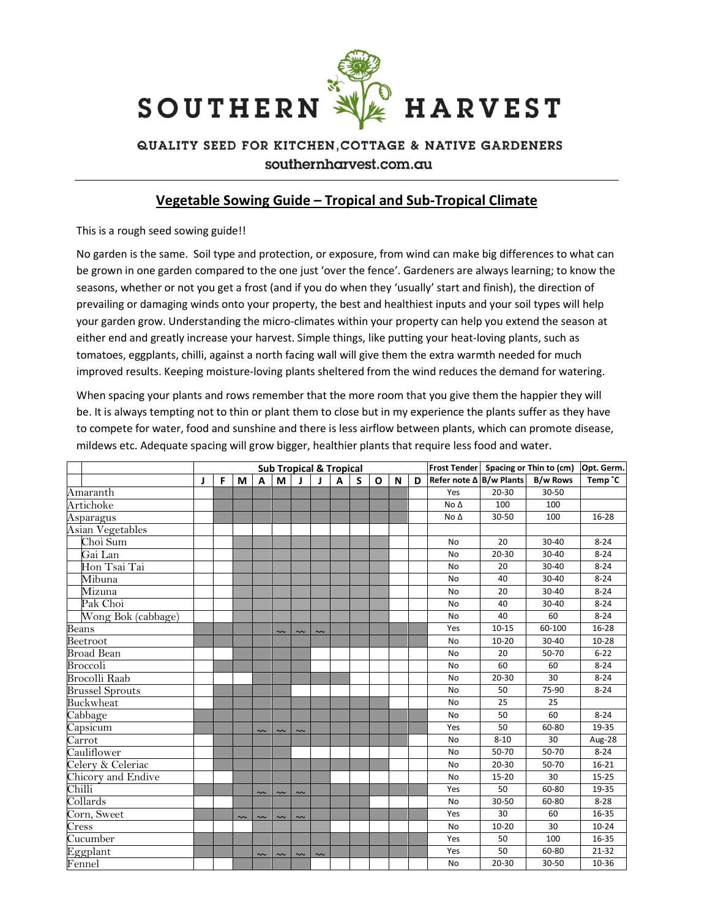# SOUTHERN HARVEST

QUALITY SEED FOR KITCHEN, COTTAGE & NATIVE GARDENERS

southernharvest.com.au

## Vegetable Sowing Guide – Tropical and Sub-Tropical Climate

This is a rough seed sowing guide!!

No garden is the same. Soil type and protection, or exposure, from wind can make big differences to what can be grown in one garden compared to the one just 'over the fence'. Gardeners are always learning; to know the seasons, whether or not you get a frost (and if you do when they 'usually' start and finish), the direction of prevailing or damaging winds onto your property, the best and healthiest inputs and your soil types will help your garden grow. Understanding the micro-climates within your property can help you extend the season at either end and greatly increase your harvest. Simple things, like putting your heat-loving plants, such as tomatoes, eggplants, chilli, against a north facing wall will give them the extra warmth needed for much improved results. Keeping moisture-loving plants sheltered from the wind reduces the demand for watering.

When spacing your plants and rows remember that the more room that you give them the happier they will be. It is always tempting not to thin or plant them to close but in my experience the plants suffer as they have to compete for water, food and sunshine and there is less airflow between plants, which can promote disease, mildews etc. Adequate spacing will grow bigger, healthier plants that require less food and water.

| | Sub Tropical & Tropical | | | | | | | | | | | | Frost Tender | Spacing or Thin to (cm) | | Opt. Germ. |
|---|---|---|---|---|---|---|---|---|---|---|---|---|---|---|---|---|
| | J | F | M | A | M | J | J | A | S | O | N | D | Refer note Δ | B/w Plants | B/w Rows | Temp ˚C |
| Amaranth | | ■ | ■ | ■ | ■ | ■ | ■ | ■ | ■ | ■ | ■ | | Yes | 20-30 | 30-50 | |
| Artichoke | | ■ | ■ | ■ | ■ | ■ | ■ | ■ | ■ | ■ | ■ | | No Δ | 100 | 100 | |
| Asparagus | | ■ | ■ | ■ | ■ | ■ | ■ | ■ | ■ | ■ | ■ | | No Δ | 30-50 | 100 | 16-28 |
| Asian Vegetables | | | | | | | | | | | | | | | | |
| Choi Sum | | | | ■ | ■ | ■ | ■ | ■ | ■ | ■ | | | No | 20 | 30-40 | 8-24 |
| Gai Lan | | | | ■ | ■ | ■ | ■ | ■ | ■ | ■ | | | No | 20-30 | 30-40 | 8-24 |
| Hon Tsai Tai | | | | ■ | ■ | ■ | ■ | ■ | ■ | ■ | | | No | 20 | 30-40 | 8-24 |
| Mibuna | | | | ■ | ■ | ■ | ■ | ■ | ■ | ■ | | | No | 40 | 30-40 | 8-24 |
| Mizuna | | | | ■ | ■ | ■ | ■ | ■ | ■ | ■ | | | No | 20 | 30-40 | 8-24 |
| Pak Choi | | | | ■ | ■ | ■ | ■ | ■ | ■ | ■ | | | No | 40 | 30-40 | 8-24 |
| Wong Bok (cabbage) | | | | ■ | ■ | ■ | ■ | ■ | ■ | ■ | | | No | 40 | 60 | 8-24 |
| Beans | ■ | ■ | ■ | ■ | ~ | ~ | ~ | ■ | ■ | ■ | ■ | ■ | Yes | 10-15 | 60-100 | 16-28 |
| Beetroot | ■ | ■ | ■ | ■ | ■ | ■ | ■ | ■ | ■ | ■ | ■ | ■ | No | 10-20 | 30-40 | 10-28 |
| Broad Bean | | | ■ | ■ | ■ | ■ | | | | | | | No | 20 | 50-70 | 6-22 |
| Broccoli | | ■ | ■ | ■ | ■ | ■ | | | | | | | No | 60 | 60 | 8-24 |
| Brocolli Raab | | | | ■ | ■ | ■ | ■ | ■ | | | | | No | 20-30 | 30 | 8-24 |
| Brussel Sprouts | | ■ | ■ | ■ | ■ | | | | | | | | No | 50 | 75-90 | 8-24 |
| Buckwheat | | | | | | ■ | ■ | ■ | ■ | ■ | | | No | 25 | 25 | |
| Cabbage | ■ | ■ | ■ | ■ | ■ | ■ | ■ | ■ | ■ | ■ | ■ | ■ | No | 50 | 60 | 8-24 |
| Capsicum | ■ | ■ | ■ | ~ | ~ | ~ | ■ | ■ | ■ | ■ | ■ | ■ | Yes | 50 | 60-80 | 19-35 |
| Carrot | | ■ | ■ | ■ | ■ | ■ | ■ | ■ | ■ | ■ | ■ | | No | 8-10 | 30 | Aug-28 |
| Cauliflower | | ■ | ■ | ■ | ■ | | | | | | | | No | 50-70 | 50-70 | 8-24 |
| Celery & Celeriac | | ■ | ■ | ■ | ■ | ■ | ■ | ■ | ■ | ■ | | | No | 20-30 | 50-70 | 16-21 |
| Chicory and Endive | | | ■ | ■ | ■ | ■ | ■ | | | | | | No | 15-20 | 30 | 15-25 |
| Chilli | ■ | ■ | ■ | ~ | ~ | ~ | ■ | ■ | ■ | ■ | ■ | ■ | Yes | 50 | 60-80 | 19-35 |
| Collards | | | ■ | ■ | ■ | ■ | ■ | ■ | ■ | | | | No | 30-50 | 60-80 | 8-28 |
| Corn, Sweet | ■ | ■ | ~ | ~ | ~ | ~ | ■ | ■ | ■ | ■ | ■ | ■ | Yes | 30 | 60 | 16-35 |
| Cress | | | | ■ | ■ | ■ | ■ | | | | | | No | 10-20 | 30 | 10-24 |
| Cucumber | ■ | ■ | ■ | ■ | ■ | ■ | ■ | ■ | ■ | ■ | ■ | ■ | Yes | 50 | 100 | 16-35 |
| Eggplant | ■ | ■ | ■ | ~ | ~ | ~ | ~ | ■ | ■ | ■ | ■ | ■ | Yes | 50 | 60-80 | 21-32 |
| Fennel | | | ■ | ■ | ■ | ■ | ■ | ■ | ■ | | | | No | 20-30 | 30-50 | 10-36 |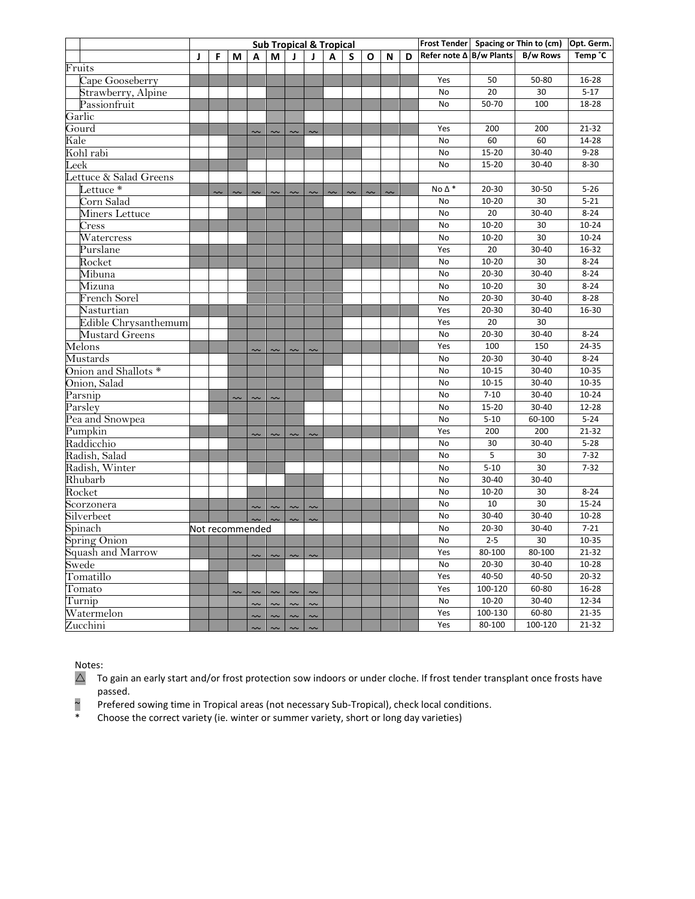| | Sub Tropical & Tropical | | | | | | | | | | | | Frost Tender | Spacing or Thin to (cm) | | Opt. Germ. |
|---|---|---|---|---|---|---|---|---|---|---|---|---|---|---|---|---|
| | J | F | M | A | M | J | J | A | S | O | N | D | Refer note Δ | B/w Plants | B/w Rows | Temp ˚C |
| Fruits | | | | | | | | | | | | | | | | |
| Cape Gooseberry | | | | | | | | | | | | | Yes | 50 | 50-80 | 16-28 |
| Strawberry, Alpine | | | | | | | | | | | | | No | 20 | 30 | 5-17 |
| Passionfruit | | | | | | | | | | | | | No | 50-70 | 100 | 18-28 |
| Garlic | | | | | | | | | | | | | | | | |
| Gourd | | | | ~ | ~ | ~ | ~ | | | | | | Yes | 200 | 200 | 21-32 |
| Kale | | | | | | | | | | | | | No | 60 | 60 | 14-28 |
| Kohl rabi | | | | | | | | | | | | | No | 15-20 | 30-40 | 9-28 |
| Leek | | | | | | | | | | | | | No | 15-20 | 30-40 | 8-30 |
| Lettuce & Salad Greens | | | | | | | | | | | | | | | | |
| Lettuce * | | ~ | ~ | ~ | ~ | ~ | ~ | ~ | ~ | ~ | ~ | | No Δ * | 20-30 | 30-50 | 5-26 |
| Corn Salad | | | | | | | | | | | | | No | 10-20 | 30 | 5-21 |
| Miners Lettuce | | | | | | | | | | | | | No | 20 | 30-40 | 8-24 |
| Cress | | | | | | | | | | | | | No | 10-20 | 30 | 10-24 |
| Watercress | | | | | | | | | | | | | No | 10-20 | 30 | 10-24 |
| Purslane | | | | | | | | | | | | | Yes | 20 | 30-40 | 16-32 |
| Rocket | | | | | | | | | | | | | No | 10-20 | 30 | 8-24 |
| Mibuna | | | | | | | | | | | | | No | 20-30 | 30-40 | 8-24 |
| Mizuna | | | | | | | | | | | | | No | 10-20 | 30 | 8-24 |
| French Sorel | | | | | | | | | | | | | No | 20-30 | 30-40 | 8-28 |
| Nasturtian | | | | | | | | | | | | | Yes | 20-30 | 30-40 | 16-30 |
| Edible Chrysanthemum | | | | | | | | | | | | | Yes | 20 | 30 | |
| Mustard Greens | | | | | | | | | | | | | No | 20-30 | 30-40 | 8-24 |
| Melons | | | | ~ | ~ | ~ | ~ | | | | | | Yes | 100 | 150 | 24-35 |
| Mustards | | | | | | | | | | | | | No | 20-30 | 30-40 | 8-24 |
| Onion and Shallots * | | | | | | | | | | | | | No | 10-15 | 30-40 | 10-35 |
| Onion, Salad | | | | | | | | | | | | | No | 10-15 | 30-40 | 10-35 |
| Parsnip | | | ~ | ~ | ~ | | | | | | | | No | 7-10 | 30-40 | 10-24 |
| Parsley | | | | | | | | | | | | | No | 15-20 | 30-40 | 12-28 |
| Pea and Snowpea | | | | | | | | | | | | | No | 5-10 | 60-100 | 5-24 |
| Pumpkin | | | | ~ | ~ | ~ | ~ | | | | | | Yes | 200 | 200 | 21-32 |
| Raddicchio | | | | | | | | | | | | | No | 30 | 30-40 | 5-28 |
| Radish, Salad | | | | | | | | | | | | | No | 5 | 30 | 7-32 |
| Radish, Winter | | | | | | | | | | | | | No | 5-10 | 30 | 7-32 |
| Rhubarb | | | | | | | | | | | | | No | 30-40 | 30-40 | |
| Rocket | | | | | | | | | | | | | No | 10-20 | 30 | 8-24 |
| Scorzonera | | | | ~ | ~ | ~ | ~ | | | | | | No | 10 | 30 | 15-24 |
| Silverbeet | | | | ~ | ~ | ~ | ~ | | | | | | No | 30-40 | 30-40 | 10-28 |
| Spinach | Not recommended | | | | | | | | | | | | No | 20-30 | 30-40 | 7-21 |
| Spring Onion | | | | | | | | | | | | | No | 2-5 | 30 | 10-35 |
| Squash and Marrow | | | | ~ | ~ | ~ | ~ | | | | | | Yes | 80-100 | 80-100 | 21-32 |
| Swede | | | | | | | | | | | | | No | 20-30 | 30-40 | 10-28 |
| Tomatillo | | | | | | | | | | | | | Yes | 40-50 | 40-50 | 20-32 |
| Tomato | | | ~ | ~ | ~ | ~ | ~ | | | | | | Yes | 100-120 | 60-80 | 16-28 |
| Turnip | | | | ~ | ~ | ~ | ~ | | | | | | No | 10-20 | 30-40 | 12-34 |
| Watermelon | | | | ~ | ~ | ~ | ~ | | | | | | Yes | 100-130 | 60-80 | 21-35 |
| Zucchini | | | | ~ | ~ | ~ | ~ | | | | | | Yes | 80-100 | 100-120 | 21-32 |

Notes:

- △ To gain an early start and/or frost protection sow indoors or under cloche. If frost tender transplant once frosts have passed.
- ~ Prefered sowing time in Tropical areas (not necessary Sub-Tropical), check local conditions.
- * Choose the correct variety (ie. winter or summer variety, short or long day varieties)